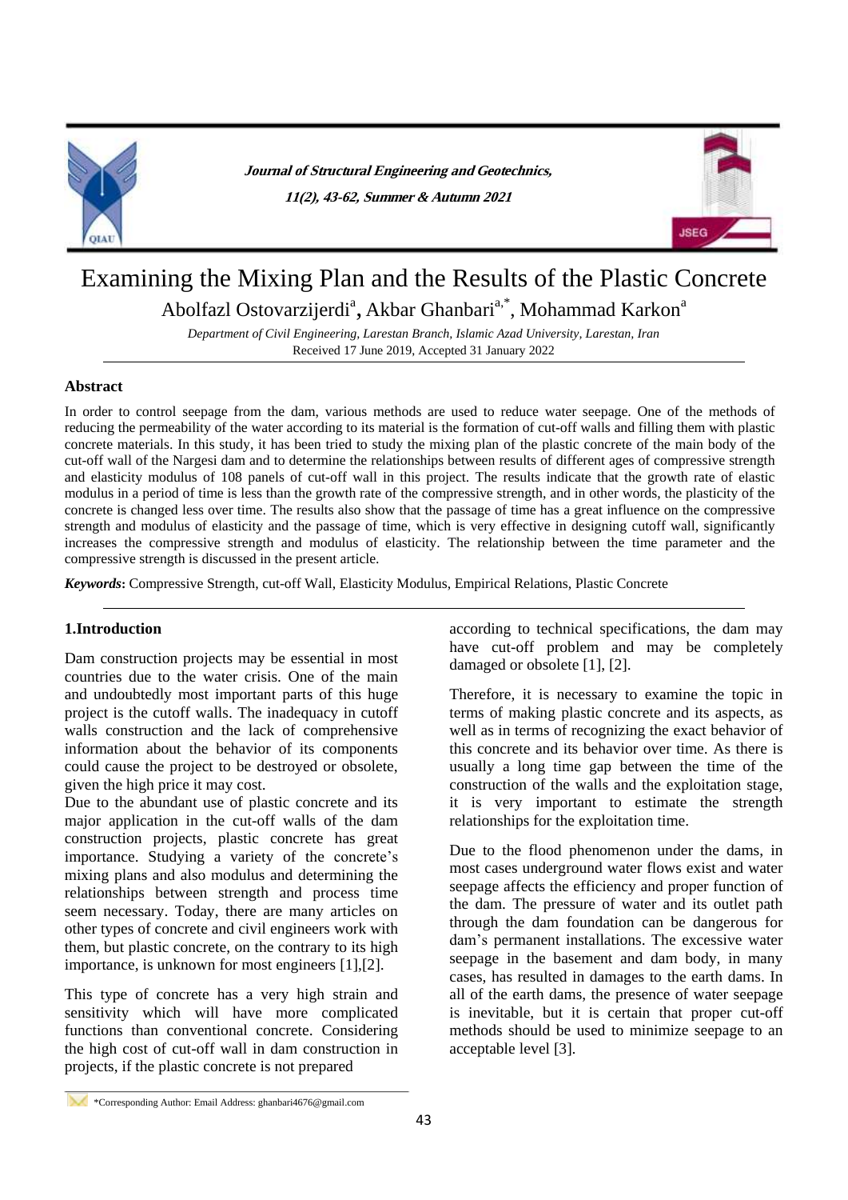# Examining the Mixing Plan and the Results of the Plastic Concrete

Abolfazl Ostovarzijerdi[a], Akbar Ghanbari[a,*], Mohammad Karkon[a]

*Department of Civil Engineering, Larestan Branch, Islamic Azad University, Larestan, Iran*

Received 17 June 2019, Accepted 31 January 2022

## Abstract

In order to control seepage from the dam, various methods are used to reduce water seepage. One of the methods of reducing the permeability of the water according to its material is the formation of cut-off walls and filling them with plastic concrete materials. In this study, it has been tried to study the mixing plan of the plastic concrete of the main body of the cut-off wall of the Nargesi dam and to determine the relationships between results of different ages of compressive strength and elasticity modulus of 108 panels of cut-off wall in this project. The results indicate that the growth rate of elastic modulus in a period of time is less than the growth rate of the compressive strength, and in other words, the plasticity of the concrete is changed less over time. The results also show that the passage of time has a great influence on the compressive strength and modulus of elasticity and the passage of time, which is very effective in designing cutoff wall, significantly increases the compressive strength and modulus of elasticity. The relationship between the time parameter and the compressive strength is discussed in the present article.

***Keywords*:** Compressive Strength, cut-off Wall, Elasticity Modulus, Empirical Relations, Plastic Concrete

## 1.Introduction

Dam construction projects may be essential in most countries due to the water crisis. One of the main and undoubtedly most important parts of this huge project is the cutoff walls. The inadequacy in cutoff walls construction and the lack of comprehensive information about the behavior of its components could cause the project to be destroyed or obsolete, given the high price it may cost.

Due to the abundant use of plastic concrete and its major application in the cut-off walls of the dam construction projects, plastic concrete has great importance. Studying a variety of the concrete's mixing plans and also modulus and determining the relationships between strength and process time seem necessary. Today, there are many articles on other types of concrete and civil engineers work with them, but plastic concrete, on the contrary to its high importance, is unknown for most engineers [1],[2].

This type of concrete has a very high strain and sensitivity which will have more complicated functions than conventional concrete. Considering the high cost of cut-off wall in dam construction in projects, if the plastic concrete is not prepared according to technical specifications, the dam may have cut-off problem and may be completely damaged or obsolete [1], [2].

Therefore, it is necessary to examine the topic in terms of making plastic concrete and its aspects, as well as in terms of recognizing the exact behavior of this concrete and its behavior over time. As there is usually a long time gap between the time of the construction of the walls and the exploitation stage, it is very important to estimate the strength relationships for the exploitation time.

Due to the flood phenomenon under the dams, in most cases underground water flows exist and water seepage affects the efficiency and proper function of the dam. The pressure of water and its outlet path through the dam foundation can be dangerous for dam's permanent installations. The excessive water seepage in the basement and dam body, in many cases, has resulted in damages to the earth dams. In all of the earth dams, the presence of water seepage is inevitable, but it is certain that proper cut-off methods should be used to minimize seepage to an acceptable level [3].

*Corresponding Author: Email Address: ghanbari4676@gmail.com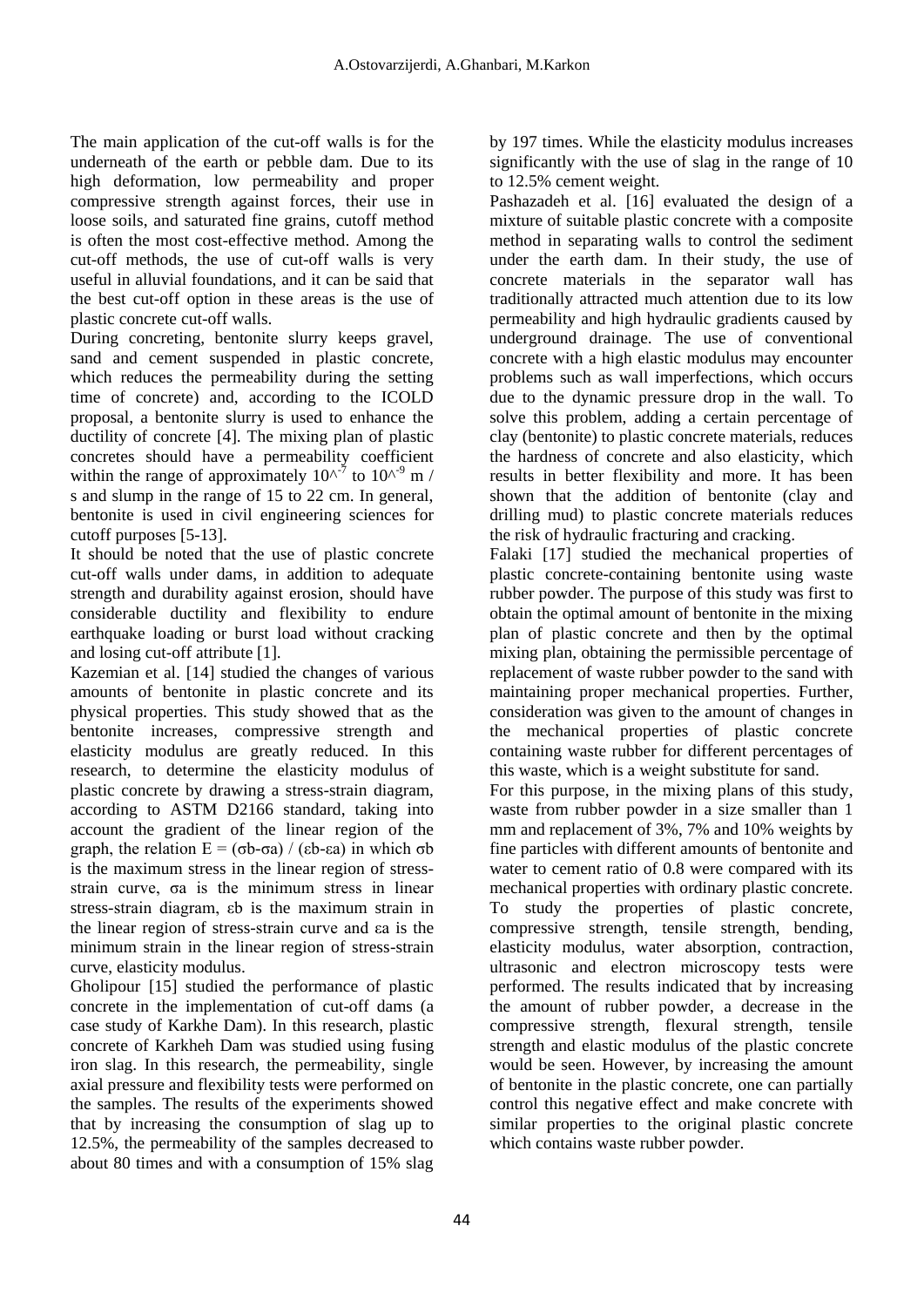The main application of the cut-off walls is for the underneath of the earth or pebble dam. Due to its high deformation, low permeability and proper compressive strength against forces, their use in loose soils, and saturated fine grains, cutoff method is often the most cost-effective method. Among the cut-off methods, the use of cut-off walls is very useful in alluvial foundations, and it can be said that the best cut-off option in these areas is the use of plastic concrete cut-off walls.

During concreting, bentonite slurry keeps gravel, sand and cement suspended in plastic concrete, which reduces the permeability during the setting time of concrete) and, according to the ICOLD proposal, a bentonite slurry is used to enhance the ductility of concrete [4]. The mixing plan of plastic concretes should have a permeability coefficient within the range of approximately $10^{-7}$ to $10^{-9}$ m / s and slump in the range of 15 to 22 cm. In general, bentonite is used in civil engineering sciences for cutoff purposes [5-13].

It should be noted that the use of plastic concrete cut-off walls under dams, in addition to adequate strength and durability against erosion, should have considerable ductility and flexibility to endure earthquake loading or burst load without cracking and losing cut-off attribute [1].

Kazemian et al. [14] studied the changes of various amounts of bentonite in plastic concrete and its physical properties. This study showed that as the bentonite increases, compressive strength and elasticity modulus are greatly reduced. In this research, to determine the elasticity modulus of plastic concrete by drawing a stress-strain diagram, according to ASTM D2166 standard, taking into account the gradient of the linear region of the graph, the relation $E = (\sigma b-\sigma a) / (\varepsilon b-\varepsilon a)$ in which $\sigma b$ is the maximum stress in the linear region of stress-strain curve, $\sigma a$ is the minimum stress in linear stress-strain diagram, $\varepsilon b$ is the maximum strain in the linear region of stress-strain curve and $\varepsilon a$ is the minimum strain in the linear region of stress-strain curve, elasticity modulus.

Gholipour [15] studied the performance of plastic concrete in the implementation of cut-off dams (a case study of Karkhe Dam). In this research, plastic concrete of Karkheh Dam was studied using fusing iron slag. In this research, the permeability, single axial pressure and flexibility tests were performed on the samples. The results of the experiments showed that by increasing the consumption of slag up to 12.5%, the permeability of the samples decreased to about 80 times and with a consumption of 15% slag by 197 times. While the elasticity modulus increases significantly with the use of slag in the range of 10 to 12.5% cement weight.

Pashazadeh et al. [16] evaluated the design of a mixture of suitable plastic concrete with a composite method in separating walls to control the sediment under the earth dam. In their study, the use of concrete materials in the separator wall has traditionally attracted much attention due to its low permeability and high hydraulic gradients caused by underground drainage. The use of conventional concrete with a high elastic modulus may encounter problems such as wall imperfections, which occurs due to the dynamic pressure drop in the wall. To solve this problem, adding a certain percentage of clay (bentonite) to plastic concrete materials, reduces the hardness of concrete and also elasticity, which results in better flexibility and more. It has been shown that the addition of bentonite (clay and drilling mud) to plastic concrete materials reduces the risk of hydraulic fracturing and cracking.

Falaki [17] studied the mechanical properties of plastic concrete-containing bentonite using waste rubber powder. The purpose of this study was first to obtain the optimal amount of bentonite in the mixing plan of plastic concrete and then by the optimal mixing plan, obtaining the permissible percentage of replacement of waste rubber powder to the sand with maintaining proper mechanical properties. Further, consideration was given to the amount of changes in the mechanical properties of plastic concrete containing waste rubber for different percentages of this waste, which is a weight substitute for sand.

For this purpose, in the mixing plans of this study, waste from rubber powder in a size smaller than 1 mm and replacement of 3%, 7% and 10% weights by fine particles with different amounts of bentonite and water to cement ratio of 0.8 were compared with its mechanical properties with ordinary plastic concrete. To study the properties of plastic concrete, compressive strength, tensile strength, bending, elasticity modulus, water absorption, contraction, ultrasonic and electron microscopy tests were performed. The results indicated that by increasing the amount of rubber powder, a decrease in the compressive strength, flexural strength, tensile strength and elastic modulus of the plastic concrete would be seen. However, by increasing the amount of bentonite in the plastic concrete, one can partially control this negative effect and make concrete with similar properties to the original plastic concrete which contains waste rubber powder.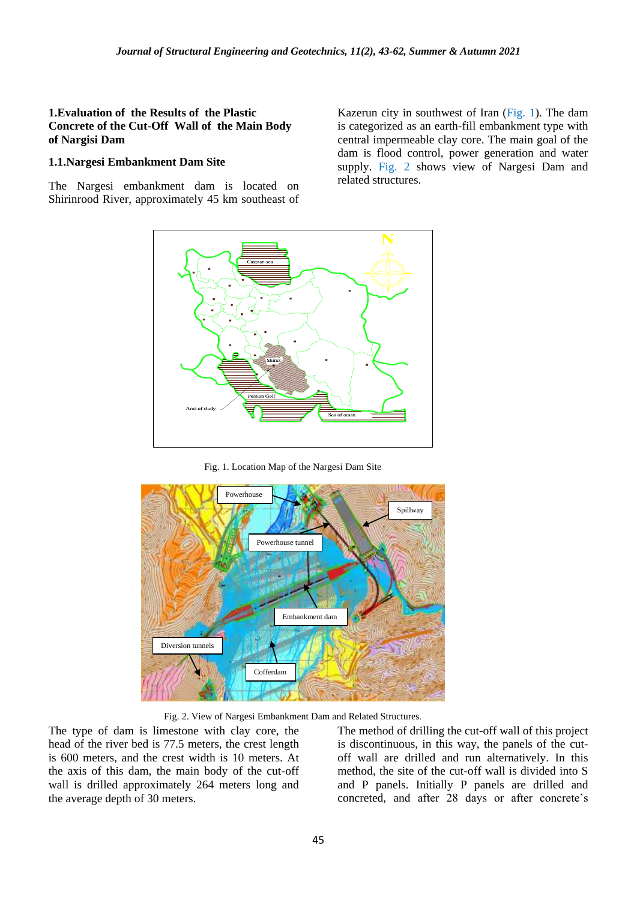## 1.Evaluation of the Results of the Plastic Concrete of the Cut-Off Wall of the Main Body of Nargisi Dam

### 1.1.Nargesi Embankment Dam Site

The Nargesi embankment dam is located on Shirinrood River, approximately 45 km southeast of Kazerun city in southwest of Iran (Fig. 1). The dam is categorized as an earth-fill embankment type with central impermeable clay core. The main goal of the dam is flood control, power generation and water supply. Fig. 2 shows view of Nargesi Dam and related structures.

N

Caspian sea

Shiraz

Persian Golf

Area of study

Sea of oman

Fig. 1. Location Map of the Nargesi Dam Site

Powerhouse

Spillway

Powerhouse tunnel

Embankment dam

Diversion tunnels

Cofferdam

Fig. 2. View of Nargesi Embankment Dam and Related Structures.

The type of dam is limestone with clay core, the head of the river bed is 77.5 meters, the crest length is 600 meters, and the crest width is 10 meters. At the axis of this dam, the main body of the cut-off wall is drilled approximately 264 meters long and the average depth of 30 meters.

The method of drilling the cut-off wall of this project is discontinuous, in this way, the panels of the cut-off wall are drilled and run alternatively. In this method, the site of the cut-off wall is divided into S and P panels. Initially P panels are drilled and concreted, and after 28 days or after concrete's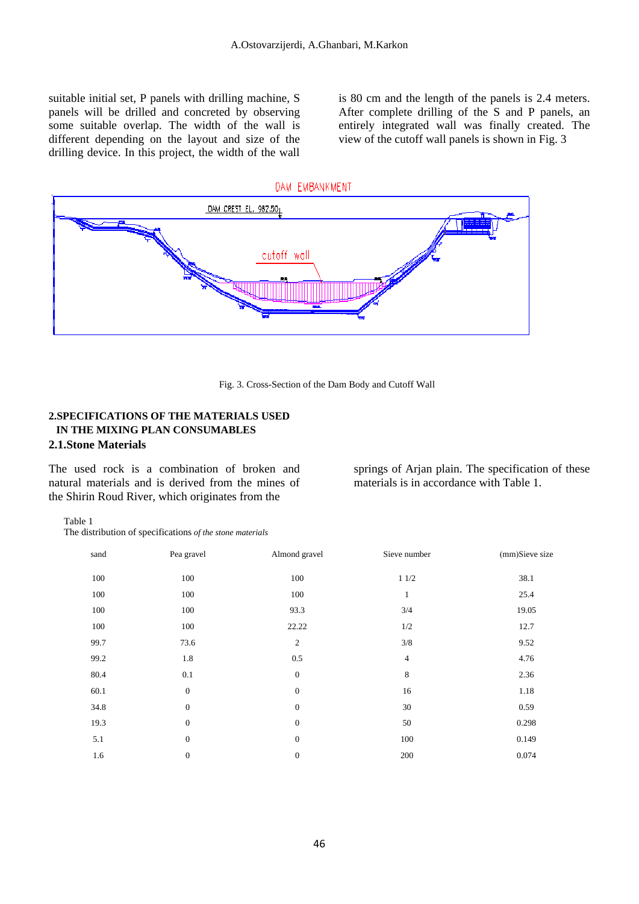suitable initial set, P panels with drilling machine, S panels will be drilled and concreted by observing some suitable overlap. The width of the wall is different depending on the layout and size of the drilling device. In this project, the width of the wall is 80 cm and the length of the panels is 2.4 meters. After complete drilling of the S and P panels, an entirely integrated wall was finally created. The view of the cutoff wall panels is shown in Fig. 3

DAM EMBANKMENT

DAM CREST EL. 982.50

cutoff wall

Fig. 3. Cross-Section of the Dam Body and Cutoff Wall

## 2.SPECIFICATIONS OF THE MATERIALS USED IN THE MIXING PLAN CONSUMABLES

### 2.1.Stone Materials

The used rock is a combination of broken and natural materials and is derived from the mines of the Shirin Roud River, which originates from the springs of Arjan plain. The specification of these materials is in accordance with Table 1.

Table 1
The distribution of specifications *of the stone materials*

| sand | Pea gravel | Almond gravel | Sieve number | (mm)Sieve size |
|---|---|---|---|---|
| 100 | 100 | 100 | 1 1/2 | 38.1 |
| 100 | 100 | 100 | 1 | 25.4 |
| 100 | 100 | 93.3 | 3/4 | 19.05 |
| 100 | 100 | 22.22 | 1/2 | 12.7 |
| 99.7 | 73.6 | 2 | 3/8 | 9.52 |
| 99.2 | 1.8 | 0.5 | 4 | 4.76 |
| 80.4 | 0.1 | 0 | 8 | 2.36 |
| 60.1 | 0 | 0 | 16 | 1.18 |
| 34.8 | 0 | 0 | 30 | 0.59 |
| 19.3 | 0 | 0 | 50 | 0.298 |
| 5.1 | 0 | 0 | 100 | 0.149 |
| 1.6 | 0 | 0 | 200 | 0.074 |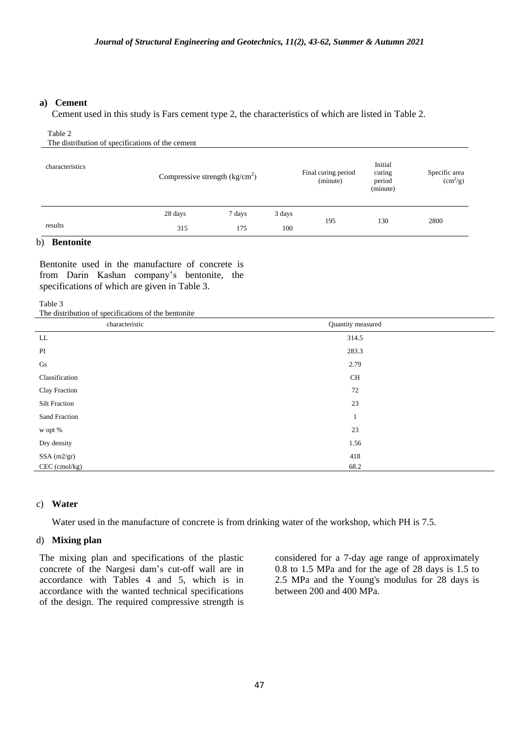**a) Cement**

Cement used in this study is Fars cement type 2, the characteristics of which are listed in Table 2.

Table 2
The distribution of specifications of the cement

| characteristics | Compressive strength (kg/cm$^2$) | | | Final curing period (minute) | Initial curing period (minute) | Specific area (cm$^2$/g) |
|---|---|---|---|---|---|---|
| | 28 days | 7 days | 3 days | | | |
| results | 315 | 175 | 100 | 195 | 130 | 2800 |

b) **Bentonite**

Bentonite used in the manufacture of concrete is from Darin Kashan company's bentonite, the specifications of which are given in Table 3.

Table 3
The distribution of specifications of the bentonite

| characteristic | Quantity measured |
|---|---|
| LL | 314.5 |
| PI | 283.3 |
| Gs | 2.79 |
| Classification | CH |
| Clay Fraction | 72 |
| Silt Fraction | 23 |
| Sand Fraction | 1 |
| w opt % | 23 |
| Dry density | 1.56 |
| SSA (m2/gr) | 418 |
| CEC (cmol/kg) | 68.2 |

c) **Water**

Water used in the manufacture of concrete is from drinking water of the workshop, which PH is 7.5.

d) **Mixing plan**

The mixing plan and specifications of the plastic concrete of the Nargesi dam's cut-off wall are in accordance with Tables 4 and 5, which is in accordance with the wanted technical specifications of the design. The required compressive strength is considered for a 7-day age range of approximately 0.8 to 1.5 MPa and for the age of 28 days is 1.5 to 2.5 MPa and the Young's modulus for 28 days is between 200 and 400 MPa.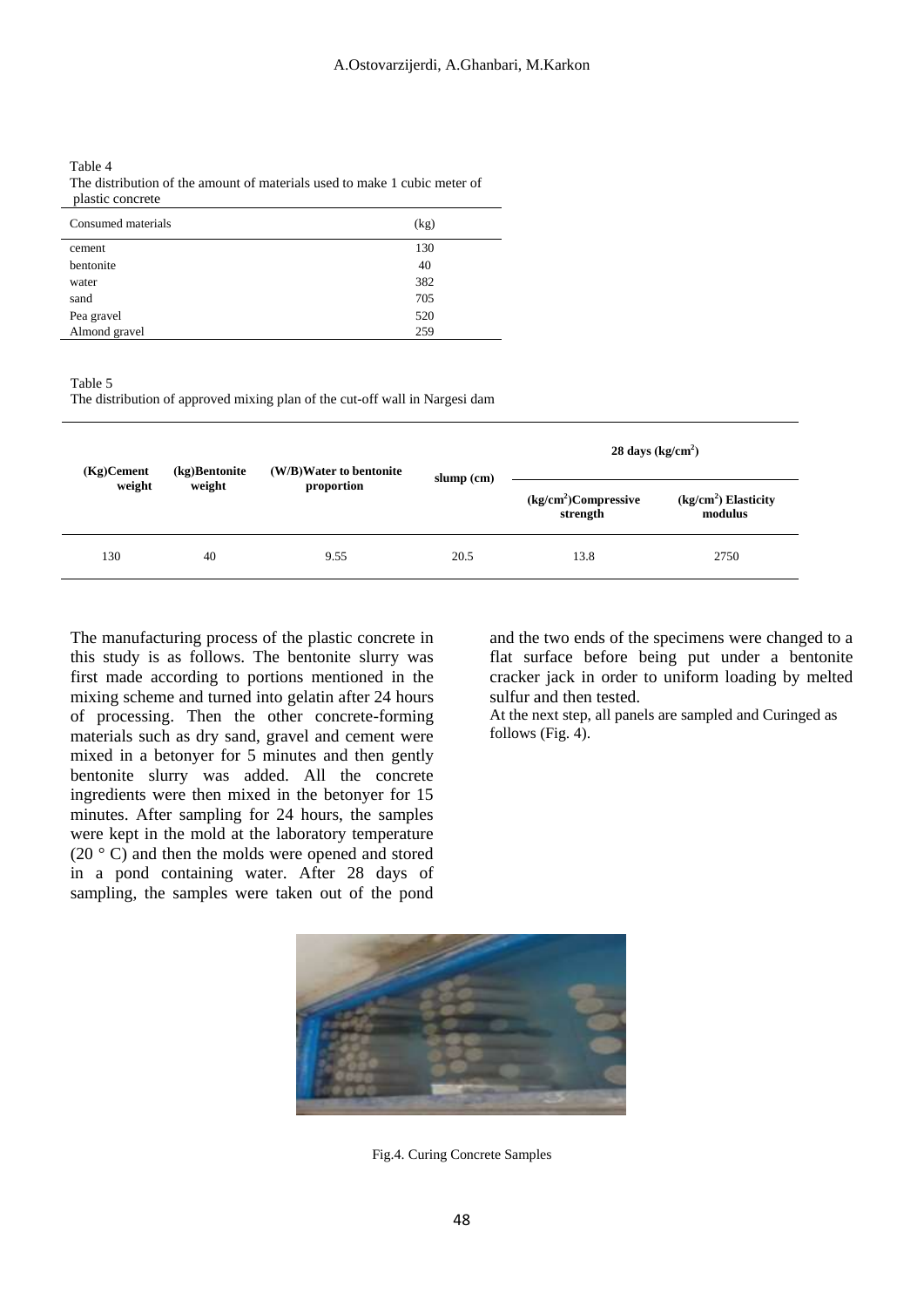Table 4
The distribution of the amount of materials used to make 1 cubic meter of plastic concrete

| Consumed materials | (kg) |
|---|---|
| cement | 130 |
| bentonite | 40 |
| water | 382 |
| sand | 705 |
| Pea gravel | 520 |
| Almond gravel | 259 |

Table 5
The distribution of approved mixing plan of the cut-off wall in Nargesi dam

| (Kg)Cement weight | (kg)Bentonite weight | (W/B)Water to bentonite proportion | slump (cm) | 28 days ($kg/cm^2$) | |
|---|---|---|---|---|---|
| | | | | ($kg/cm^2$)Compressive strength | ($kg/cm^2$) Elasticity modulus |
| 130 | 40 | 9.55 | 20.5 | 13.8 | 2750 |

The manufacturing process of the plastic concrete in this study is as follows. The bentonite slurry was first made according to portions mentioned in the mixing scheme and turned into gelatin after 24 hours of processing. Then the other concrete-forming materials such as dry sand, gravel and cement were mixed in a betonyer for 5 minutes and then gently bentonite slurry was added. All the concrete ingredients were then mixed in the betonyer for 15 minutes. After sampling for 24 hours, the samples were kept in the mold at the laboratory temperature (20 ° C) and then the molds were opened and stored in a pond containing water. After 28 days of sampling, the samples were taken out of the pond and the two ends of the specimens were changed to a flat surface before being put under a bentonite cracker jack in order to uniform loading by melted sulfur and then tested.

At the next step, all panels are sampled and Curinged as follows (Fig. 4).

Fig.4. Curing Concrete Samples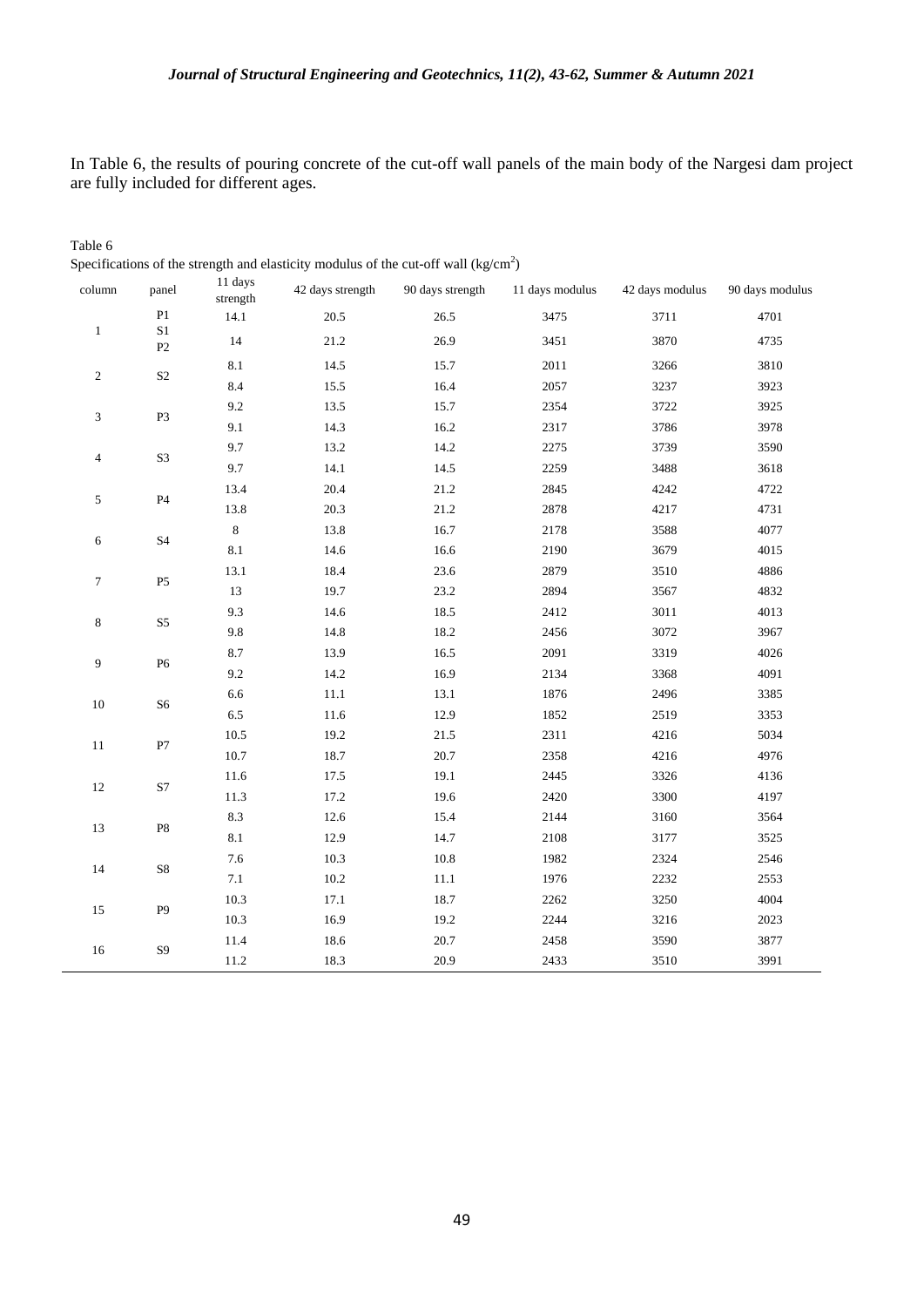In Table 6, the results of pouring concrete of the cut-off wall panels of the main body of the Nargesi dam project are fully included for different ages.

Table 6
Specifications of the strength and elasticity modulus of the cut-off wall (kg/cm$^2$)

| column | panel | 11 days strength | 42 days strength | 90 days strength | 11 days modulus | 42 days modulus | 90 days modulus |
|---|---|---|---|---|---|---|---|
| 1 | P1 | 14.1 | 20.5 | 26.5 | 3475 | 3711 | 4701 |
| | S1 P2 | 14 | 21.2 | 26.9 | 3451 | 3870 | 4735 |
| 2 | S2 | 8.1 | 14.5 | 15.7 | 2011 | 3266 | 3810 |
| | | 8.4 | 15.5 | 16.4 | 2057 | 3237 | 3923 |
| 3 | P3 | 9.2 | 13.5 | 15.7 | 2354 | 3722 | 3925 |
| | | 9.1 | 14.3 | 16.2 | 2317 | 3786 | 3978 |
| 4 | S3 | 9.7 | 13.2 | 14.2 | 2275 | 3739 | 3590 |
| | | 9.7 | 14.1 | 14.5 | 2259 | 3488 | 3618 |
| 5 | P4 | 13.4 | 20.4 | 21.2 | 2845 | 4242 | 4722 |
| | | 13.8 | 20.3 | 21.2 | 2878 | 4217 | 4731 |
| 6 | S4 | 8 | 13.8 | 16.7 | 2178 | 3588 | 4077 |
| | | 8.1 | 14.6 | 16.6 | 2190 | 3679 | 4015 |
| 7 | P5 | 13.1 | 18.4 | 23.6 | 2879 | 3510 | 4886 |
| | | 13 | 19.7 | 23.2 | 2894 | 3567 | 4832 |
| 8 | S5 | 9.3 | 14.6 | 18.5 | 2412 | 3011 | 4013 |
| | | 9.8 | 14.8 | 18.2 | 2456 | 3072 | 3967 |
| 9 | P6 | 8.7 | 13.9 | 16.5 | 2091 | 3319 | 4026 |
| | | 9.2 | 14.2 | 16.9 | 2134 | 3368 | 4091 |
| 10 | S6 | 6.6 | 11.1 | 13.1 | 1876 | 2496 | 3385 |
| | | 6.5 | 11.6 | 12.9 | 1852 | 2519 | 3353 |
| 11 | P7 | 10.5 | 19.2 | 21.5 | 2311 | 4216 | 5034 |
| | | 10.7 | 18.7 | 20.7 | 2358 | 4216 | 4976 |
| 12 | S7 | 11.6 | 17.5 | 19.1 | 2445 | 3326 | 4136 |
| | | 11.3 | 17.2 | 19.6 | 2420 | 3300 | 4197 |
| 13 | P8 | 8.3 | 12.6 | 15.4 | 2144 | 3160 | 3564 |
| | | 8.1 | 12.9 | 14.7 | 2108 | 3177 | 3525 |
| 14 | S8 | 7.6 | 10.3 | 10.8 | 1982 | 2324 | 2546 |
| | | 7.1 | 10.2 | 11.1 | 1976 | 2232 | 2553 |
| 15 | P9 | 10.3 | 17.1 | 18.7 | 2262 | 3250 | 4004 |
| | | 10.3 | 16.9 | 19.2 | 2244 | 3216 | 2023 |
| 16 | S9 | 11.4 | 18.6 | 20.7 | 2458 | 3590 | 3877 |
| | | 11.2 | 18.3 | 20.9 | 2433 | 3510 | 3991 |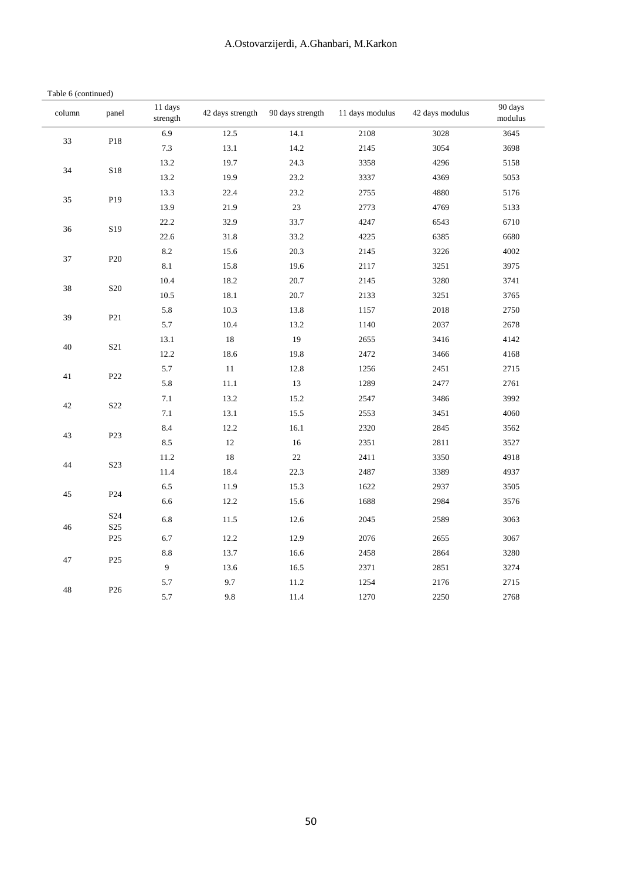Table 6 (continued)

| column | panel | 11 days strength | 42 days strength | 90 days strength | 11 days modulus | 42 days modulus | 90 days modulus |
|---|---|---|---|---|---|---|---|
| 33 | P18 | 6.9 | 12.5 | 14.1 | 2108 | 3028 | 3645 |
| | | 7.3 | 13.1 | 14.2 | 2145 | 3054 | 3698 |
| 34 | S18 | 13.2 | 19.7 | 24.3 | 3358 | 4296 | 5158 |
| | | 13.2 | 19.9 | 23.2 | 3337 | 4369 | 5053 |
| 35 | P19 | 13.3 | 22.4 | 23.2 | 2755 | 4880 | 5176 |
| | | 13.9 | 21.9 | 23 | 2773 | 4769 | 5133 |
| 36 | S19 | 22.2 | 32.9 | 33.7 | 4247 | 6543 | 6710 |
| | | 22.6 | 31.8 | 33.2 | 4225 | 6385 | 6680 |
| 37 | P20 | 8.2 | 15.6 | 20.3 | 2145 | 3226 | 4002 |
| | | 8.1 | 15.8 | 19.6 | 2117 | 3251 | 3975 |
| 38 | S20 | 10.4 | 18.2 | 20.7 | 2145 | 3280 | 3741 |
| | | 10.5 | 18.1 | 20.7 | 2133 | 3251 | 3765 |
| 39 | P21 | 5.8 | 10.3 | 13.8 | 1157 | 2018 | 2750 |
| | | 5.7 | 10.4 | 13.2 | 1140 | 2037 | 2678 |
| 40 | S21 | 13.1 | 18 | 19 | 2655 | 3416 | 4142 |
| | | 12.2 | 18.6 | 19.8 | 2472 | 3466 | 4168 |
| 41 | P22 | 5.7 | 11 | 12.8 | 1256 | 2451 | 2715 |
| | | 5.8 | 11.1 | 13 | 1289 | 2477 | 2761 |
| 42 | S22 | 7.1 | 13.2 | 15.2 | 2547 | 3486 | 3992 |
| | | 7.1 | 13.1 | 15.5 | 2553 | 3451 | 4060 |
| 43 | P23 | 8.4 | 12.2 | 16.1 | 2320 | 2845 | 3562 |
| | | 8.5 | 12 | 16 | 2351 | 2811 | 3527 |
| 44 | S23 | 11.2 | 18 | 22 | 2411 | 3350 | 4918 |
| | | 11.4 | 18.4 | 22.3 | 2487 | 3389 | 4937 |
| 45 | P24 | 6.5 | 11.9 | 15.3 | 1622 | 2937 | 3505 |
| | | 6.6 | 12.2 | 15.6 | 1688 | 2984 | 3576 |
| 46 | S24 S25 | 6.8 | 11.5 | 12.6 | 2045 | 2589 | 3063 |
| | P25 | 6.7 | 12.2 | 12.9 | 2076 | 2655 | 3067 |
| 47 | P25 | 8.8 | 13.7 | 16.6 | 2458 | 2864 | 3280 |
| | | 9 | 13.6 | 16.5 | 2371 | 2851 | 3274 |
| 48 | P26 | 5.7 | 9.7 | 11.2 | 1254 | 2176 | 2715 |
| | | 5.7 | 9.8 | 11.4 | 1270 | 2250 | 2768 |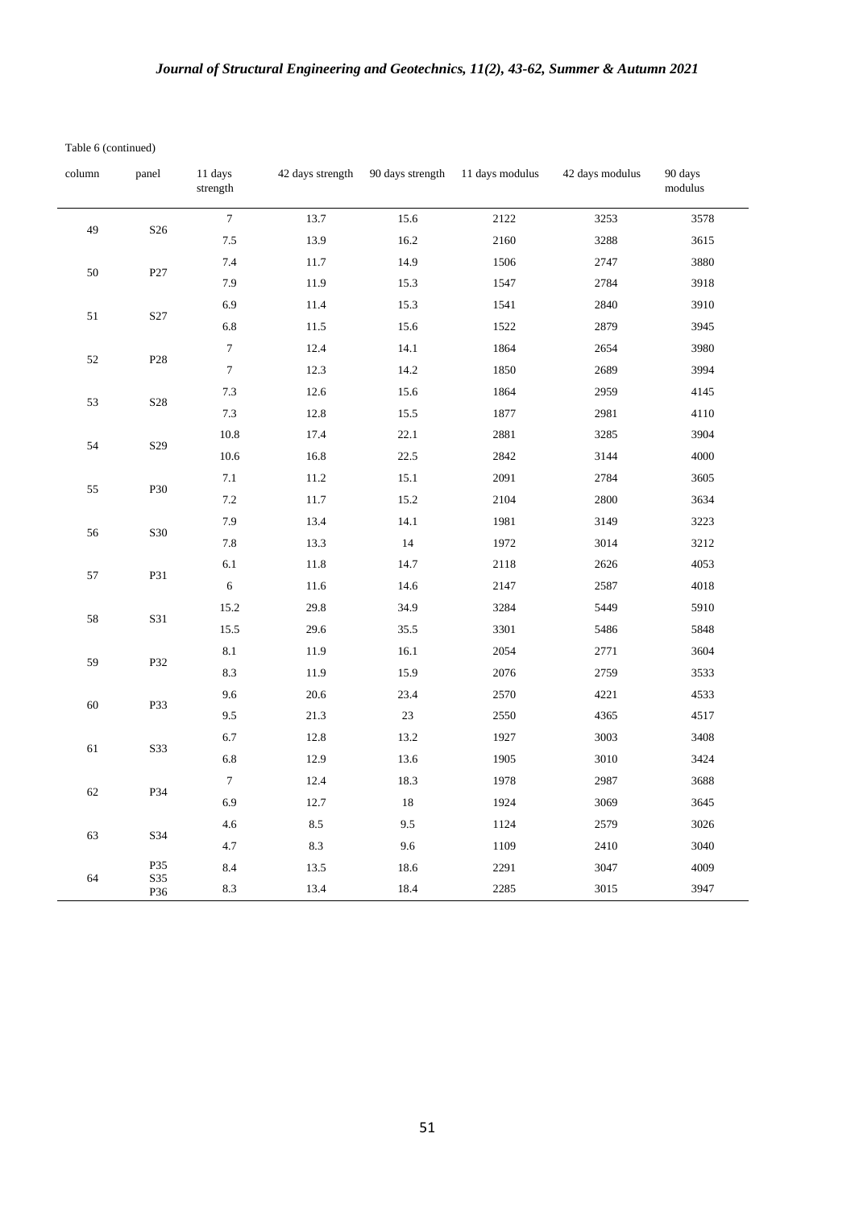Table 6 (continued)

| column | panel | 11 days strength | 42 days strength | 90 days strength | 11 days modulus | 42 days modulus | 90 days modulus |
|---|---|---|---|---|---|---|---|
| 49 | S26 | 7 | 13.7 | 15.6 | 2122 | 3253 | 3578 |
| | | 7.5 | 13.9 | 16.2 | 2160 | 3288 | 3615 |
| 50 | P27 | 7.4 | 11.7 | 14.9 | 1506 | 2747 | 3880 |
| | | 7.9 | 11.9 | 15.3 | 1547 | 2784 | 3918 |
| 51 | S27 | 6.9 | 11.4 | 15.3 | 1541 | 2840 | 3910 |
| | | 6.8 | 11.5 | 15.6 | 1522 | 2879 | 3945 |
| 52 | P28 | 7 | 12.4 | 14.1 | 1864 | 2654 | 3980 |
| | | 7 | 12.3 | 14.2 | 1850 | 2689 | 3994 |
| 53 | S28 | 7.3 | 12.6 | 15.6 | 1864 | 2959 | 4145 |
| | | 7.3 | 12.8 | 15.5 | 1877 | 2981 | 4110 |
| 54 | S29 | 10.8 | 17.4 | 22.1 | 2881 | 3285 | 3904 |
| | | 10.6 | 16.8 | 22.5 | 2842 | 3144 | 4000 |
| 55 | P30 | 7.1 | 11.2 | 15.1 | 2091 | 2784 | 3605 |
| | | 7.2 | 11.7 | 15.2 | 2104 | 2800 | 3634 |
| 56 | S30 | 7.9 | 13.4 | 14.1 | 1981 | 3149 | 3223 |
| | | 7.8 | 13.3 | 14 | 1972 | 3014 | 3212 |
| 57 | P31 | 6.1 | 11.8 | 14.7 | 2118 | 2626 | 4053 |
| | | 6 | 11.6 | 14.6 | 2147 | 2587 | 4018 |
| 58 | S31 | 15.2 | 29.8 | 34.9 | 3284 | 5449 | 5910 |
| | | 15.5 | 29.6 | 35.5 | 3301 | 5486 | 5848 |
| 59 | P32 | 8.1 | 11.9 | 16.1 | 2054 | 2771 | 3604 |
| | | 8.3 | 11.9 | 15.9 | 2076 | 2759 | 3533 |
| 60 | P33 | 9.6 | 20.6 | 23.4 | 2570 | 4221 | 4533 |
| | | 9.5 | 21.3 | 23 | 2550 | 4365 | 4517 |
| 61 | S33 | 6.7 | 12.8 | 13.2 | 1927 | 3003 | 3408 |
| | | 6.8 | 12.9 | 13.6 | 1905 | 3010 | 3424 |
| 62 | P34 | 7 | 12.4 | 18.3 | 1978 | 2987 | 3688 |
| | | 6.9 | 12.7 | 18 | 1924 | 3069 | 3645 |
| 63 | S34 | 4.6 | 8.5 | 9.5 | 1124 | 2579 | 3026 |
| | | 4.7 | 8.3 | 9.6 | 1109 | 2410 | 3040 |
| 64 | P35 S35 P36 | 8.4 | 13.5 | 18.6 | 2291 | 3047 | 4009 |
| | | 8.3 | 13.4 | 18.4 | 2285 | 3015 | 3947 |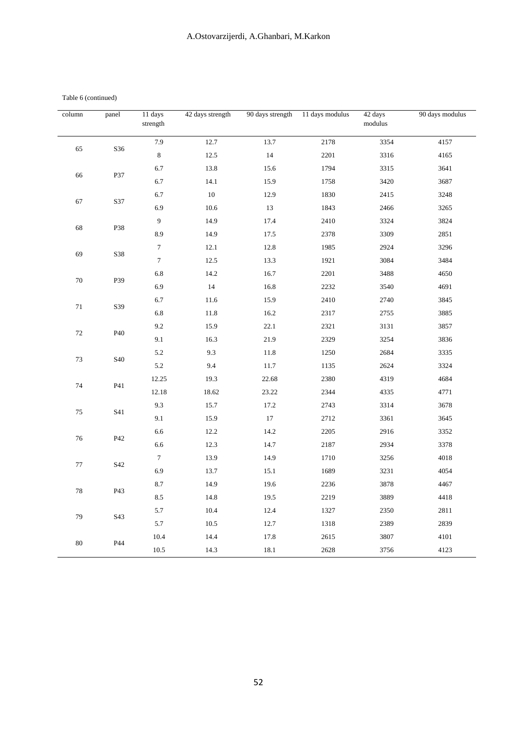Table 6 (continued)

| column | panel | 11 days strength | 42 days strength | 90 days strength | 11 days modulus | 42 days modulus | 90 days modulus |
|---|---|---|---|---|---|---|---|
| 65 | S36 | 7.9 | 12.7 | 13.7 | 2178 | 3354 | 4157 |
| | | 8 | 12.5 | 14 | 2201 | 3316 | 4165 |
| 66 | P37 | 6.7 | 13.8 | 15.6 | 1794 | 3315 | 3641 |
| | | 6.7 | 14.1 | 15.9 | 1758 | 3420 | 3687 |
| 67 | S37 | 6.7 | 10 | 12.9 | 1830 | 2415 | 3248 |
| | | 6.9 | 10.6 | 13 | 1843 | 2466 | 3265 |
| 68 | P38 | 9 | 14.9 | 17.4 | 2410 | 3324 | 3824 |
| | | 8.9 | 14.9 | 17.5 | 2378 | 3309 | 2851 |
| 69 | S38 | 7 | 12.1 | 12.8 | 1985 | 2924 | 3296 |
| | | 7 | 12.5 | 13.3 | 1921 | 3084 | 3484 |
| 70 | P39 | 6.8 | 14.2 | 16.7 | 2201 | 3488 | 4650 |
| | | 6.9 | 14 | 16.8 | 2232 | 3540 | 4691 |
| 71 | S39 | 6.7 | 11.6 | 15.9 | 2410 | 2740 | 3845 |
| | | 6.8 | 11.8 | 16.2 | 2317 | 2755 | 3885 |
| 72 | P40 | 9.2 | 15.9 | 22.1 | 2321 | 3131 | 3857 |
| | | 9.1 | 16.3 | 21.9 | 2329 | 3254 | 3836 |
| 73 | S40 | 5.2 | 9.3 | 11.8 | 1250 | 2684 | 3335 |
| | | 5.2 | 9.4 | 11.7 | 1135 | 2624 | 3324 |
| 74 | P41 | 12.25 | 19.3 | 22.68 | 2380 | 4319 | 4684 |
| | | 12.18 | 18.62 | 23.22 | 2344 | 4335 | 4771 |
| 75 | S41 | 9.3 | 15.7 | 17.2 | 2743 | 3314 | 3678 |
| | | 9.1 | 15.9 | 17 | 2712 | 3361 | 3645 |
| 76 | P42 | 6.6 | 12.2 | 14.2 | 2205 | 2916 | 3352 |
| | | 6.6 | 12.3 | 14.7 | 2187 | 2934 | 3378 |
| 77 | S42 | 7 | 13.9 | 14.9 | 1710 | 3256 | 4018 |
| | | 6.9 | 13.7 | 15.1 | 1689 | 3231 | 4054 |
| 78 | P43 | 8.7 | 14.9 | 19.6 | 2236 | 3878 | 4467 |
| | | 8.5 | 14.8 | 19.5 | 2219 | 3889 | 4418 |
| 79 | S43 | 5.7 | 10.4 | 12.4 | 1327 | 2350 | 2811 |
| | | 5.7 | 10.5 | 12.7 | 1318 | 2389 | 2839 |
| 80 | P44 | 10.4 | 14.4 | 17.8 | 2615 | 3807 | 4101 |
| | | 10.5 | 14.3 | 18.1 | 2628 | 3756 | 4123 |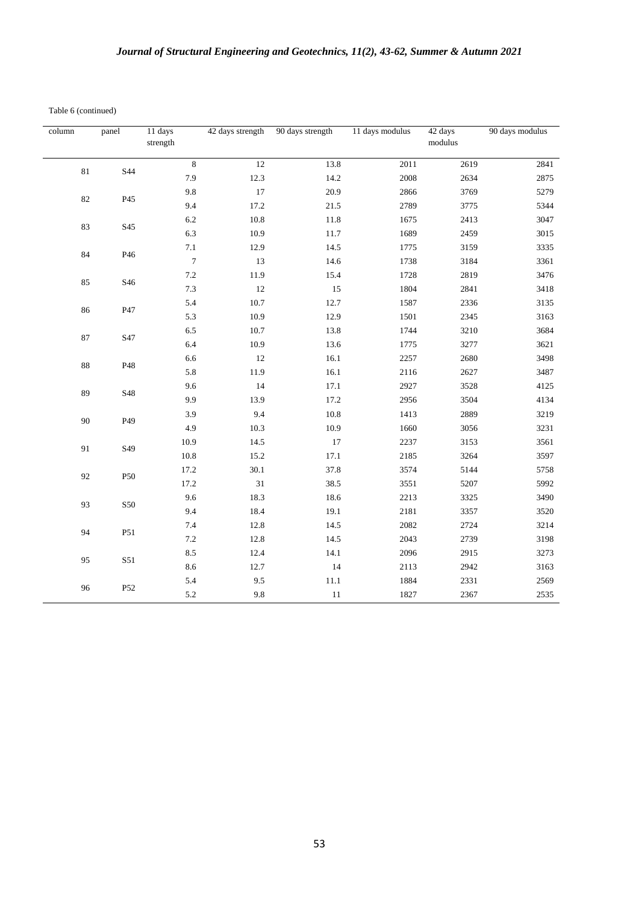Table 6 (continued)

| column | panel | 11 days strength | 42 days strength | 90 days strength | 11 days modulus | 42 days modulus | 90 days modulus |
|---|---|---|---|---|---|---|---|
| 81 | S44 | 8 | 12 | 13.8 | 2011 | 2619 | 2841 |
| | | 7.9 | 12.3 | 14.2 | 2008 | 2634 | 2875 |
| 82 | P45 | 9.8 | 17 | 20.9 | 2866 | 3769 | 5279 |
| | | 9.4 | 17.2 | 21.5 | 2789 | 3775 | 5344 |
| 83 | S45 | 6.2 | 10.8 | 11.8 | 1675 | 2413 | 3047 |
| | | 6.3 | 10.9 | 11.7 | 1689 | 2459 | 3015 |
| 84 | P46 | 7.1 | 12.9 | 14.5 | 1775 | 3159 | 3335 |
| | | 7 | 13 | 14.6 | 1738 | 3184 | 3361 |
| 85 | S46 | 7.2 | 11.9 | 15.4 | 1728 | 2819 | 3476 |
| | | 7.3 | 12 | 15 | 1804 | 2841 | 3418 |
| 86 | P47 | 5.4 | 10.7 | 12.7 | 1587 | 2336 | 3135 |
| | | 5.3 | 10.9 | 12.9 | 1501 | 2345 | 3163 |
| 87 | S47 | 6.5 | 10.7 | 13.8 | 1744 | 3210 | 3684 |
| | | 6.4 | 10.9 | 13.6 | 1775 | 3277 | 3621 |
| 88 | P48 | 6.6 | 12 | 16.1 | 2257 | 2680 | 3498 |
| | | 5.8 | 11.9 | 16.1 | 2116 | 2627 | 3487 |
| 89 | S48 | 9.6 | 14 | 17.1 | 2927 | 3528 | 4125 |
| | | 9.9 | 13.9 | 17.2 | 2956 | 3504 | 4134 |
| 90 | P49 | 3.9 | 9.4 | 10.8 | 1413 | 2889 | 3219 |
| | | 4.9 | 10.3 | 10.9 | 1660 | 3056 | 3231 |
| 91 | S49 | 10.9 | 14.5 | 17 | 2237 | 3153 | 3561 |
| | | 10.8 | 15.2 | 17.1 | 2185 | 3264 | 3597 |
| 92 | P50 | 17.2 | 30.1 | 37.8 | 3574 | 5144 | 5758 |
| | | 17.2 | 31 | 38.5 | 3551 | 5207 | 5992 |
| 93 | S50 | 9.6 | 18.3 | 18.6 | 2213 | 3325 | 3490 |
| | | 9.4 | 18.4 | 19.1 | 2181 | 3357 | 3520 |
| 94 | P51 | 7.4 | 12.8 | 14.5 | 2082 | 2724 | 3214 |
| | | 7.2 | 12.8 | 14.5 | 2043 | 2739 | 3198 |
| 95 | S51 | 8.5 | 12.4 | 14.1 | 2096 | 2915 | 3273 |
| | | 8.6 | 12.7 | 14 | 2113 | 2942 | 3163 |
| 96 | P52 | 5.4 | 9.5 | 11.1 | 1884 | 2331 | 2569 |
| | | 5.2 | 9.8 | 11 | 1827 | 2367 | 2535 |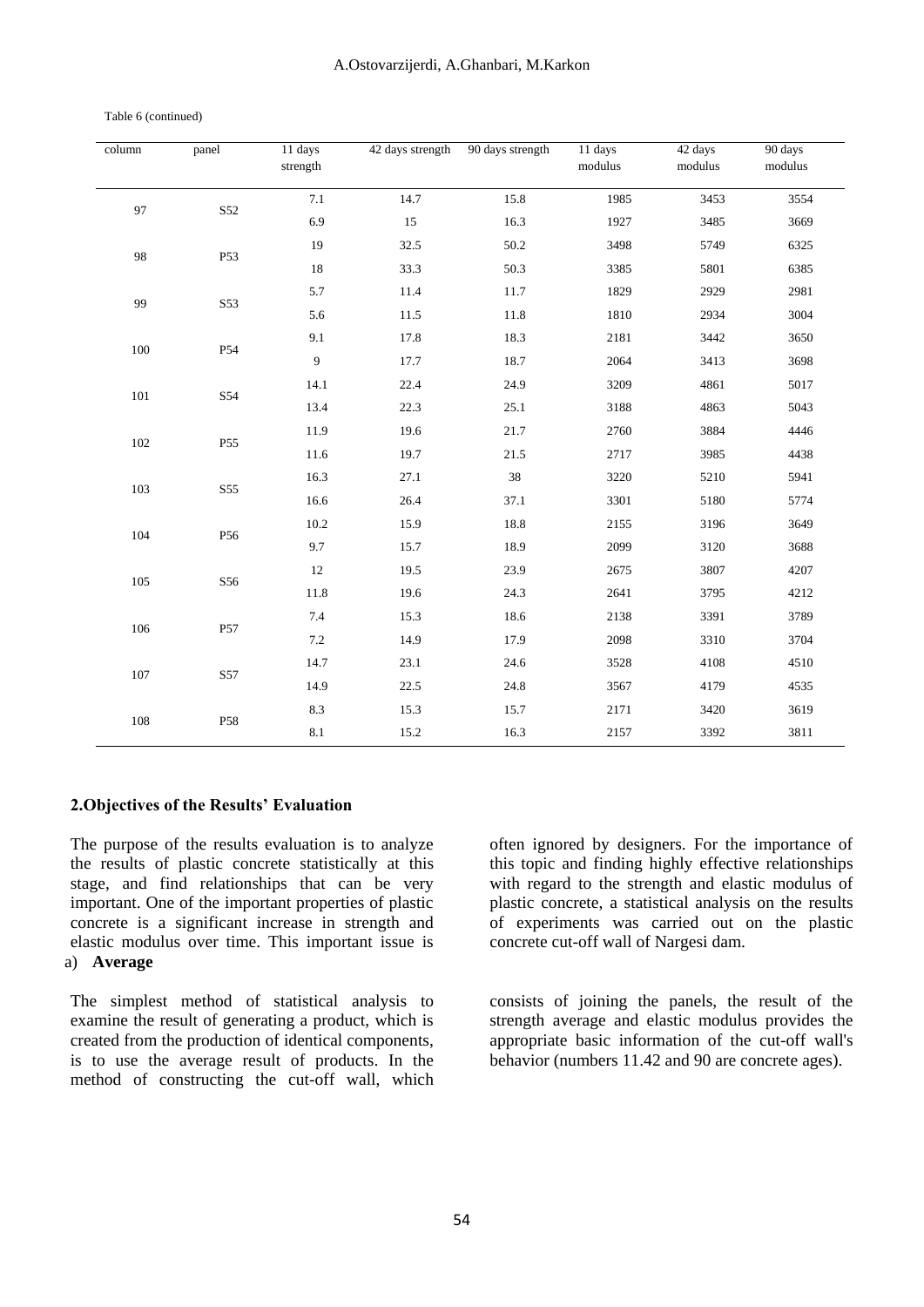Table 6 (continued)

| column | panel | 11 days strength | 42 days strength | 90 days strength | 11 days modulus | 42 days modulus | 90 days modulus |
|---|---|---|---|---|---|---|---|
| 97 | S52 | 7.1 | 14.7 | 15.8 | 1985 | 3453 | 3554 |
| | | 6.9 | 15 | 16.3 | 1927 | 3485 | 3669 |
| 98 | P53 | 19 | 32.5 | 50.2 | 3498 | 5749 | 6325 |
| | | 18 | 33.3 | 50.3 | 3385 | 5801 | 6385 |
| 99 | S53 | 5.7 | 11.4 | 11.7 | 1829 | 2929 | 2981 |
| | | 5.6 | 11.5 | 11.8 | 1810 | 2934 | 3004 |
| 100 | P54 | 9.1 | 17.8 | 18.3 | 2181 | 3442 | 3650 |
| | | 9 | 17.7 | 18.7 | 2064 | 3413 | 3698 |
| 101 | S54 | 14.1 | 22.4 | 24.9 | 3209 | 4861 | 5017 |
| | | 13.4 | 22.3 | 25.1 | 3188 | 4863 | 5043 |
| 102 | P55 | 11.9 | 19.6 | 21.7 | 2760 | 3884 | 4446 |
| | | 11.6 | 19.7 | 21.5 | 2717 | 3985 | 4438 |
| 103 | S55 | 16.3 | 27.1 | 38 | 3220 | 5210 | 5941 |
| | | 16.6 | 26.4 | 37.1 | 3301 | 5180 | 5774 |
| 104 | P56 | 10.2 | 15.9 | 18.8 | 2155 | 3196 | 3649 |
| | | 9.7 | 15.7 | 18.9 | 2099 | 3120 | 3688 |
| 105 | S56 | 12 | 19.5 | 23.9 | 2675 | 3807 | 4207 |
| | | 11.8 | 19.6 | 24.3 | 2641 | 3795 | 4212 |
| 106 | P57 | 7.4 | 15.3 | 18.6 | 2138 | 3391 | 3789 |
| | | 7.2 | 14.9 | 17.9 | 2098 | 3310 | 3704 |
| 107 | S57 | 14.7 | 23.1 | 24.6 | 3528 | 4108 | 4510 |
| | | 14.9 | 22.5 | 24.8 | 3567 | 4179 | 4535 |
| 108 | P58 | 8.3 | 15.3 | 15.7 | 2171 | 3420 | 3619 |
| | | 8.1 | 15.2 | 16.3 | 2157 | 3392 | 3811 |

## 2.Objectives of the Results' Evaluation

The purpose of the results evaluation is to analyze the results of plastic concrete statistically at this stage, and find relationships that can be very important. One of the important properties of plastic concrete is a significant increase in strength and elastic modulus over time. This important issue is often ignored by designers. For the importance of this topic and finding highly effective relationships with regard to the strength and elastic modulus of plastic concrete, a statistical analysis on the results of experiments was carried out on the plastic concrete cut-off wall of Nargesi dam.

a) **Average**

The simplest method of statistical analysis to examine the result of generating a product, which is created from the production of identical components, is to use the average result of products. In the method of constructing the cut-off wall, which consists of joining the panels, the result of the strength average and elastic modulus provides the appropriate basic information of the cut-off wall's behavior (numbers 11.42 and 90 are concrete ages).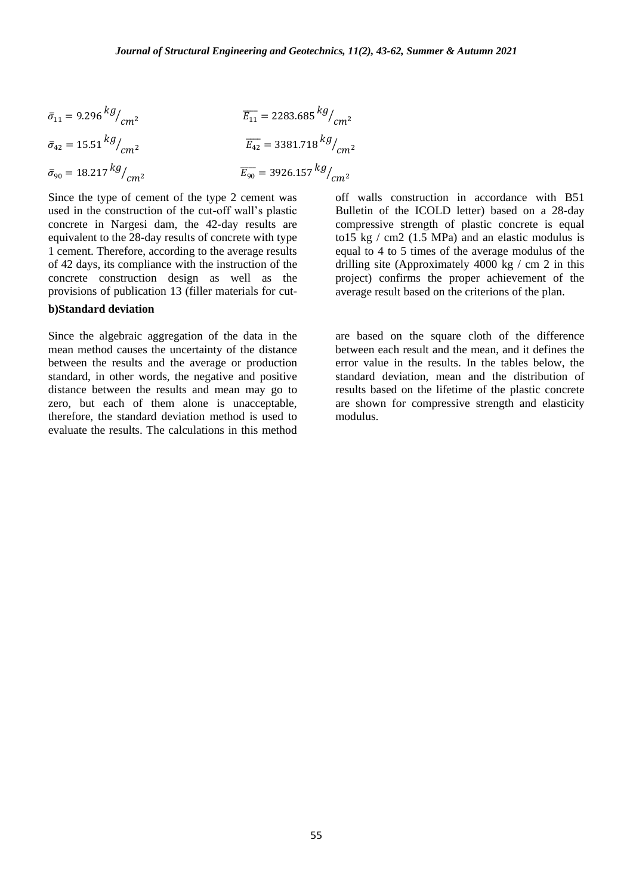$$\bar{\sigma}_{11} = 9.296 \, {}^{kg}/_{cm^2} \qquad \overline{E_{11}} = 2283.685 \, {}^{kg}/_{cm^2}$$

$$\bar{\sigma}_{42} = 15.51 \, {}^{kg}/_{cm^2} \qquad \overline{E_{42}} = 3381.718 \, {}^{kg}/_{cm^2}$$

$$\bar{\sigma}_{90} = 18.217 \, {}^{kg}/_{cm^2} \qquad \overline{E_{90}} = 3926.157 \, {}^{kg}/_{cm^2}$$

Since the type of cement of the type 2 cement was used in the construction of the cut-off wall's plastic concrete in Nargesi dam, the 42-day results are equivalent to the 28-day results of concrete with type 1 cement. Therefore, according to the average results of 42 days, its compliance with the instruction of the concrete construction design as well as the provisions of publication 13 (filler materials for cut-off walls construction in accordance with B51 Bulletin of the ICOLD letter) based on a 28-day compressive strength of plastic concrete is equal to15 kg / cm2 (1.5 MPa) and an elastic modulus is equal to 4 to 5 times of the average modulus of the drilling site (Approximately 4000 kg / cm 2 in this project) confirms the proper achievement of the average result based on the criterions of the plan.

**b)Standard deviation**

Since the algebraic aggregation of the data in the mean method causes the uncertainty of the distance between the results and the average or production standard, in other words, the negative and positive distance between the results and mean may go to zero, but each of them alone is unacceptable, therefore, the standard deviation method is used to evaluate the results. The calculations in this method are based on the square cloth of the difference between each result and the mean, and it defines the error value in the results. In the tables below, the standard deviation, mean and the distribution of results based on the lifetime of the plastic concrete are shown for compressive strength and elasticity modulus.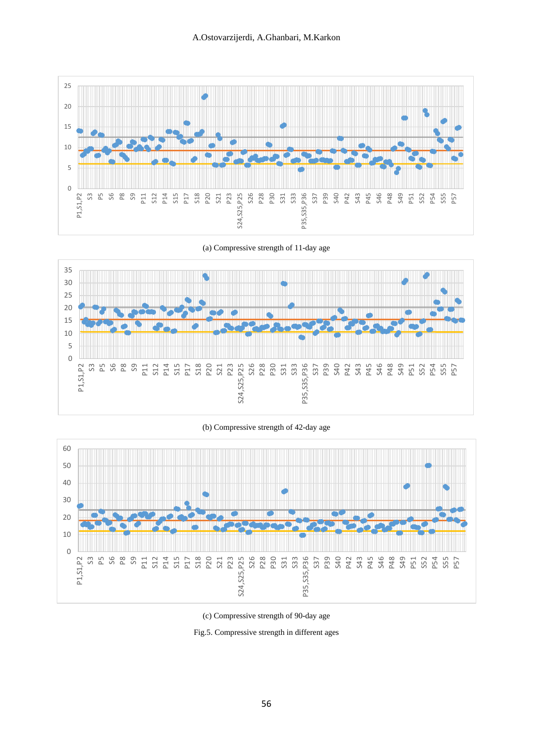25
20
15
10
5
0

P1,S1,P2 S3 P5 S6 P8 S9 P11 S12 P14 S15 P17 S18 P20 S21 P23 S24,S25,P25 S26 P28 P30 S31 S33 P35,S35,P36 S37 P39 S40 P42 S43 P45 S46 P48 S49 P51 S52 P54 S55 P57

(a) Compressive strength of 11-day age

35
30
25
20
15
10
5
0

P1,S1,P2 S3 P5 S6 P8 S9 P11 S12 P14 S15 P17 S18 P20 S21 P23 S24,S25,P25 S26 P28 P30 S31 S33 P35,S35,P36 S37 P39 S40 P42 S43 P45 S46 P48 S49 P51 S52 P54 S55 P57

(b) Compressive strength of 42-day age

60
50
40
30
20
10
0

P1,S1,P2 S3 P5 S6 P8 S9 P11 S12 P14 S15 P17 S18 P20 S21 P23 S24,S25,P25 S26 P28 P30 S31 S33 P35,S35,P36 S37 P39 S40 P42 S43 P45 S46 P48 S49 P51 S52 P54 S55 P57

(c) Compressive strength of 90-day age

Fig.5. Compressive strength in different ages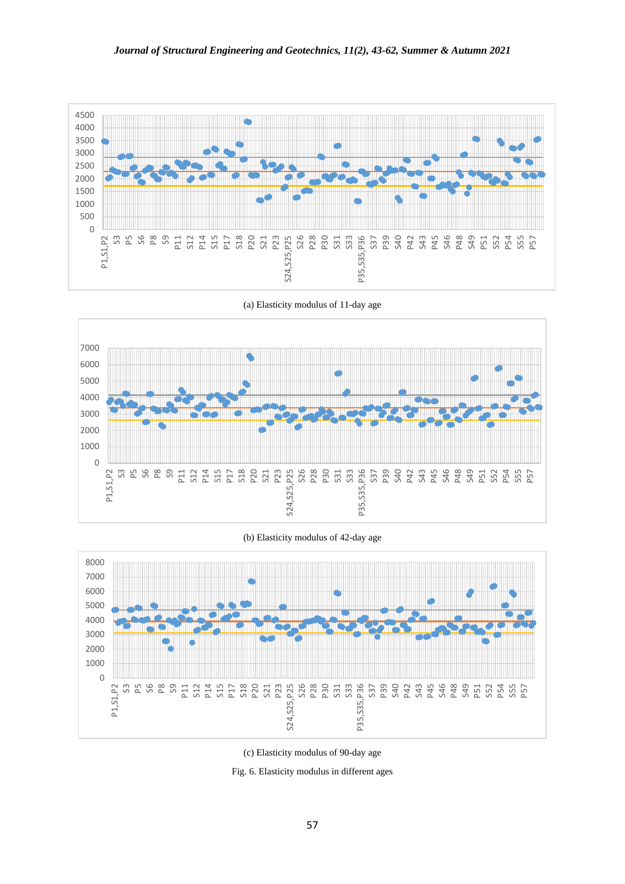4500
4000
3500
3000
2500
2000
1500
1000
500
0

P1,S1,P2 S3 P5 S6 P8 S9 P11 S12 P14 S15 P17 S18 P20 S21 P23 S24,S25,P25 S26 P28 P30 S31 S33 P35,S35,P36 S37 P39 S40 P42 S43 P45 S46 P48 S49 P51 S52 P54 S55 P57

(a) Elasticity modulus of 11-day age

7000
6000
5000
4000
3000
2000
1000
0

P1,S1,P2 S3 P5 S6 P8 S9 P11 S12 P14 S15 P17 S18 P20 S21 P23 S24,S25,P25 S26 P28 P30 S31 S33 P35,S35,P36 S37 P39 S40 P42 S43 P45 S46 P48 S49 P51 S52 P54 S55 P57

(b) Elasticity modulus of 42-day age

8000
7000
6000
5000
4000
3000
2000
1000
0

P1,S1,P2 S3 P5 S6 P8 S9 P11 S12 P14 S15 P17 S18 P20 S21 P23 S24,S25,P25 S26 P28 P30 S31 S33 P35,S35,P36 S37 P39 S40 P42 S43 P45 S46 P48 S49 P51 S52 P54 S55 P57

(c) Elasticity modulus of 90-day age

Fig. 6. Elasticity modulus in different ages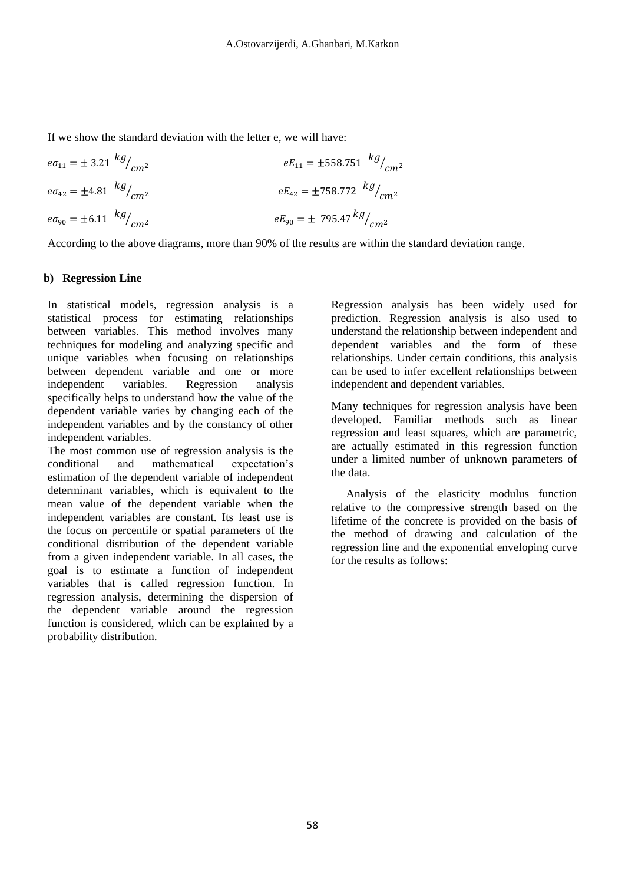If we show the standard deviation with the letter e, we will have:

$e\sigma_{11} = \pm\ 3.21\ ^{kg}/_{cm^2}$ $\qquad$ $eE_{11} = \pm 558.751\ ^{kg}/_{cm^2}$

$e\sigma_{42} = \pm 4.81\ ^{kg}/_{cm^2}$ $\qquad$ $eE_{42} = \pm 758.772\ ^{kg}/_{cm^2}$

$e\sigma_{90} = \pm 6.11\ ^{kg}/_{cm^2}$ $\qquad$ $eE_{90} = \pm\ 795.47\ ^{kg}/_{cm^2}$

According to the above diagrams, more than 90% of the results are within the standard deviation range.

### b) Regression Line

In statistical models, regression analysis is a statistical process for estimating relationships between variables. This method involves many techniques for modeling and analyzing specific and unique variables when focusing on relationships between dependent variable and one or more independent variables. Regression analysis specifically helps to understand how the value of the dependent variable varies by changing each of the independent variables and by the constancy of other independent variables.

The most common use of regression analysis is the conditional and mathematical expectation's estimation of the dependent variable of independent determinant variables, which is equivalent to the mean value of the dependent variable when the independent variables are constant. Its least use is the focus on percentile or spatial parameters of the conditional distribution of the dependent variable from a given independent variable. In all cases, the goal is to estimate a function of independent variables that is called regression function. In regression analysis, determining the dispersion of the dependent variable around the regression function is considered, which can be explained by a probability distribution.

Regression analysis has been widely used for prediction. Regression analysis is also used to understand the relationship between independent and dependent variables and the form of these relationships. Under certain conditions, this analysis can be used to infer excellent relationships between independent and dependent variables.

Many techniques for regression analysis have been developed. Familiar methods such as linear regression and least squares, which are parametric, are actually estimated in this regression function under a limited number of unknown parameters of the data.

Analysis of the elasticity modulus function relative to the compressive strength based on the lifetime of the concrete is provided on the basis of the method of drawing and calculation of the regression line and the exponential enveloping curve for the results as follows: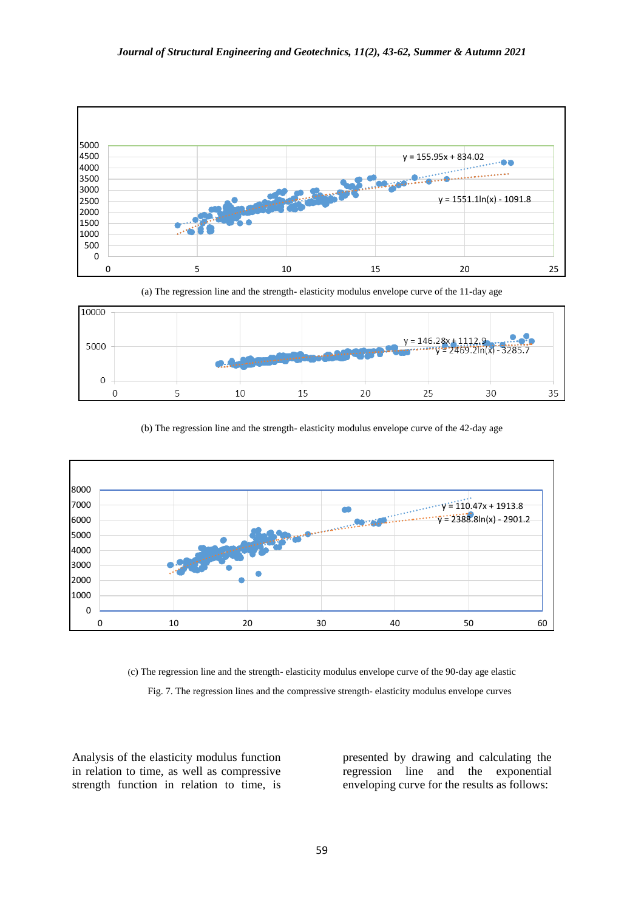5000
4500
4000
3500
3000
2500
2000
1500
1000
500
0

0 5 10 15 20 25

y = 155.95x + 834.02

y = 1551.1ln(x) - 1091.8

(a) The regression line and the strength- elasticity modulus envelope curve of the 11-day age

10000
5000
0

0 5 10 15 20 25 30 35

y = 146.28x + 1112.9

y = 2469.2ln(x) - 3285.7

(b) The regression line and the strength- elasticity modulus envelope curve of the 42-day age

8000
7000
6000
5000
4000
3000
2000
1000
0

0 10 20 30 40 50 60

y = 110.47x + 1913.8

y = 2388.8ln(x) - 2901.2

(c) The regression line and the strength- elasticity modulus envelope curve of the 90-day age elastic

Fig. 7. The regression lines and the compressive strength- elasticity modulus envelope curves

Analysis of the elasticity modulus function in relation to time, as well as compressive strength function in relation to time, is presented by drawing and calculating the regression line and the exponential enveloping curve for the results as follows: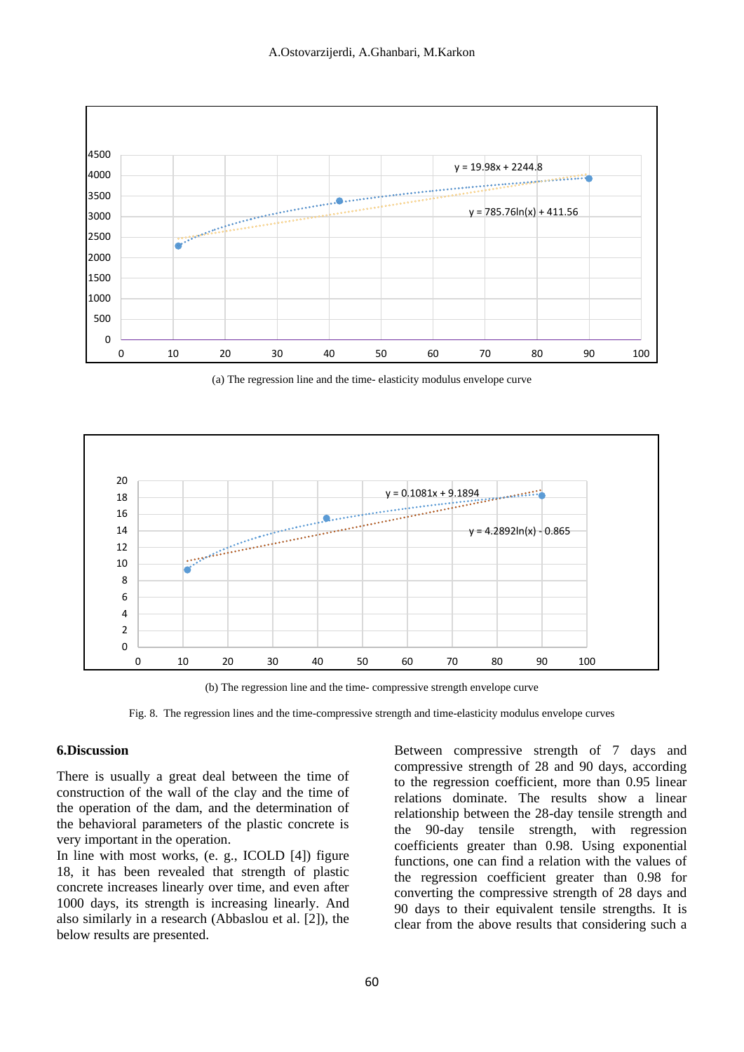4500
4000
3500
3000
2500
2000
1500
1000
500
0

0 10 20 30 40 50 60 70 80 90 100

y = 19.98x + 2244.8

y = 785.76ln(x) + 411.56

(a) The regression line and the time- elasticity modulus envelope curve

20
18
16
14
12
10
8
6
4
2
0

0 10 20 30 40 50 60 70 80 90 100

y = 0.1081x + 9.1894

y = 4.2892ln(x) - 0.865

(b) The regression line and the time- compressive strength envelope curve

Fig. 8. The regression lines and the time-compressive strength and time-elasticity modulus envelope curves

## 6.Discussion

There is usually a great deal between the time of construction of the wall of the clay and the time of the operation of the dam, and the determination of the behavioral parameters of the plastic concrete is very important in the operation.

In line with most works, (e. g., ICOLD [4]) figure 18, it has been revealed that strength of plastic concrete increases linearly over time, and even after 1000 days, its strength is increasing linearly. And also similarly in a research (Abbaslou et al. [2]), the below results are presented.

Between compressive strength of 7 days and compressive strength of 28 and 90 days, according to the regression coefficient, more than 0.95 linear relations dominate. The results show a linear relationship between the 28-day tensile strength and the 90-day tensile strength, with regression coefficients greater than 0.98. Using exponential functions, one can find a relation with the values of the regression coefficient greater than 0.98 for converting the compressive strength of 28 days and 90 days to their equivalent tensile strengths. It is clear from the above results that considering such a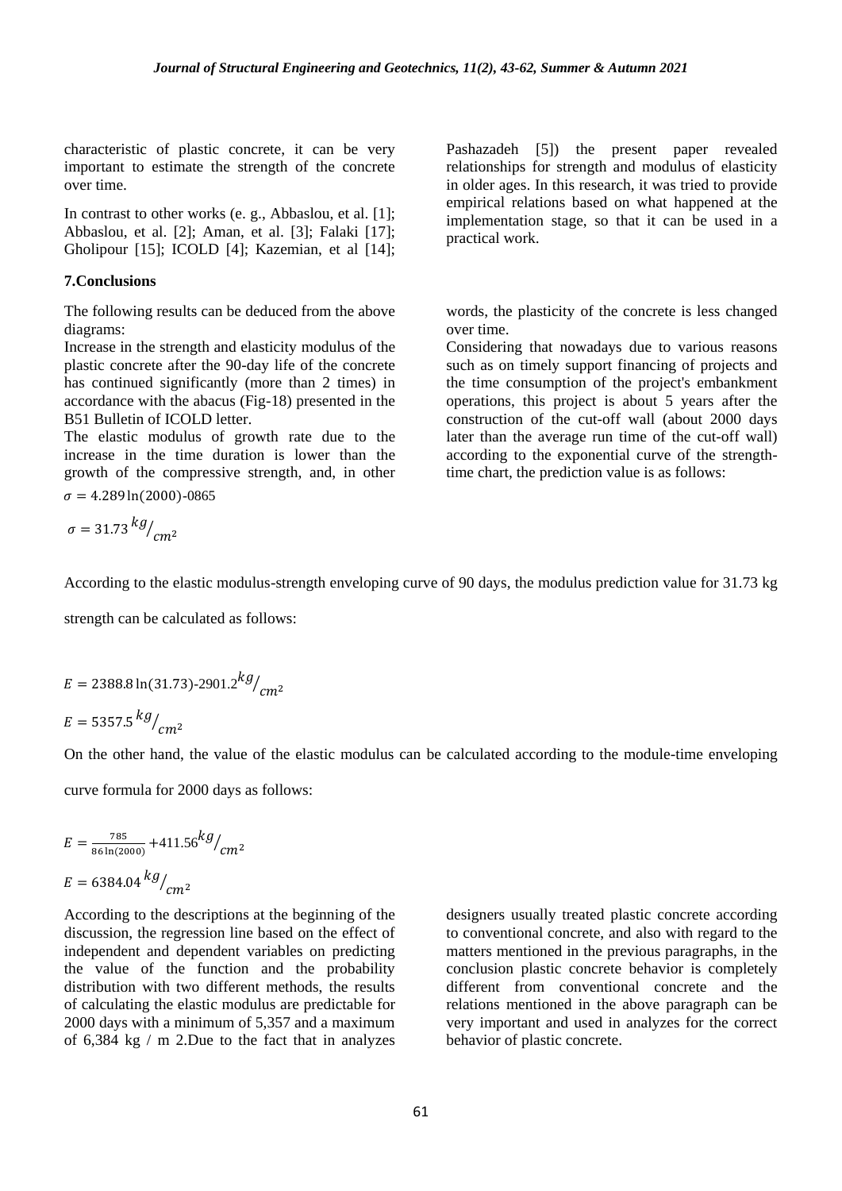characteristic of plastic concrete, it can be very important to estimate the strength of the concrete over time.

In contrast to other works (e. g., Abbaslou, et al. [1]; Abbaslou, et al. [2]; Aman, et al. [3]; Falaki [17]; Gholipour [15]; ICOLD [4]; Kazemian, et al [14]; Pashazadeh [5]) the present paper revealed relationships for strength and modulus of elasticity in older ages. In this research, it was tried to provide empirical relations based on what happened at the implementation stage, so that it can be used in a practical work.

## 7.Conclusions

The following results can be deduced from the above diagrams:

Increase in the strength and elasticity modulus of the plastic concrete after the 90-day life of the concrete has continued significantly (more than 2 times) in accordance with the abacus (Fig-18) presented in the B51 Bulletin of ICOLD letter.

The elastic modulus of growth rate due to the increase in the time duration is lower than the growth of the compressive strength, and, in other words, the plasticity of the concrete is less changed over time.

Considering that nowadays due to various reasons such as on timely support financing of projects and the time consumption of the project's embankment operations, this project is about 5 years after the construction of the cut-off wall (about 2000 days later than the average run time of the cut-off wall) according to the exponential curve of the strength-time chart, the prediction value is as follows:

$$\sigma = 4.289\ln(2000)\text{-}0865$$

$$\sigma = 31.73\ {}^{kg}/_{cm^2}$$

According to the elastic modulus-strength enveloping curve of 90 days, the modulus prediction value for 31.73 kg strength can be calculated as follows:

$$E = 2388.8\ln(31.73)\text{-}2901.2\,{}^{kg}/_{cm^2}$$

$$E = 5357.5\ {}^{kg}/_{cm^2}$$

On the other hand, the value of the elastic modulus can be calculated according to the module-time enveloping curve formula for 2000 days as follows:

$$E = \frac{785}{86\ln(2000)} + 411.56\,{}^{kg}/_{cm^2}$$

$$E = 6384.04\ {}^{kg}/_{cm^2}$$

According to the descriptions at the beginning of the discussion, the regression line based on the effect of independent and dependent variables on predicting the value of the function and the probability distribution with two different methods, the results of calculating the elastic modulus are predictable for 2000 days with a minimum of 5,357 and a maximum of 6,384 kg / m 2.Due to the fact that in analyzes designers usually treated plastic concrete according to conventional concrete, and also with regard to the matters mentioned in the previous paragraphs, in the conclusion plastic concrete behavior is completely different from conventional concrete and the relations mentioned in the above paragraph can be very important and used in analyzes for the correct behavior of plastic concrete.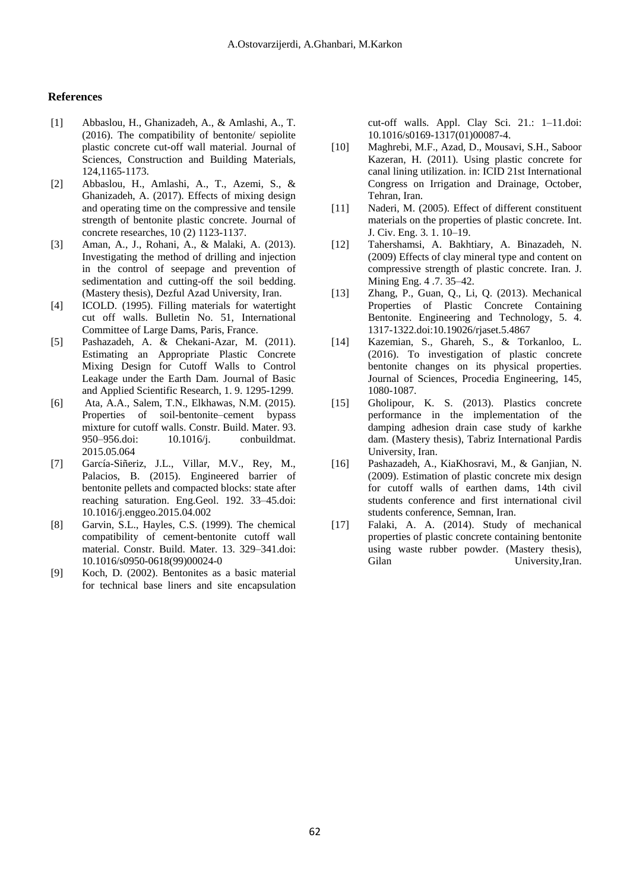### References

[1] Abbaslou, H., Ghanizadeh, A., & Amlashi, A., T. (2016). The compatibility of bentonite/ sepiolite plastic concrete cut-off wall material. Journal of Sciences, Construction and Building Materials, 124,1165-1173.

[2] Abbaslou, H., Amlashi, A., T., Azemi, S., & Ghanizadeh, A. (2017). Effects of mixing design and operating time on the compressive and tensile strength of bentonite plastic concrete. Journal of concrete researches, 10 (2) 1123-1137.

[3] Aman, A., J., Rohani, A., & Malaki, A. (2013). Investigating the method of drilling and injection in the control of seepage and prevention of sedimentation and cutting-off the soil bedding. (Mastery thesis), Dezful Azad University, Iran.

[4] ICOLD. (1995). Filling materials for watertight cut off walls. Bulletin No. 51, International Committee of Large Dams, Paris, France.

[5] Pashazadeh, A. & Chekani-Azar, M. (2011). Estimating an Appropriate Plastic Concrete Mixing Design for Cutoff Walls to Control Leakage under the Earth Dam. Journal of Basic and Applied Scientific Research, 1. 9. 1295-1299.

[6] Ata, A.A., Salem, T.N., Elkhawas, N.M. (2015). Properties of soil-bentonite–cement bypass mixture for cutoff walls. Constr. Build. Mater. 93. 950–956.doi: 10.1016/j. conbuildmat. 2015.05.064

[7] García-Siñeriz, J.L., Villar, M.V., Rey, M., Palacios, B. (2015). Engineered barrier of bentonite pellets and compacted blocks: state after reaching saturation. Eng.Geol. 192. 33–45.doi: 10.1016/j.enggeo.2015.04.002

[8] Garvin, S.L., Hayles, C.S. (1999). The chemical compatibility of cement-bentonite cutoff wall material. Constr. Build. Mater. 13. 329–341.doi: 10.1016/s0950-0618(99)00024-0

[9] Koch, D. (2002). Bentonites as a basic material for technical base liners and site encapsulation cut-off walls. Appl. Clay Sci. 21.: 1–11.doi: 10.1016/s0169-1317(01)00087-4.

[10] Maghrebi, M.F., Azad, D., Mousavi, S.H., Saboor Kazeran, H. (2011). Using plastic concrete for canal lining utilization. in: ICID 21st International Congress on Irrigation and Drainage, October, Tehran, Iran.

[11] Naderi, M. (2005). Effect of different constituent materials on the properties of plastic concrete. Int. J. Civ. Eng. 3. 1. 10–19.

[12] Tahershamsi, A. Bakhtiary, A. Binazadeh, N. (2009) Effects of clay mineral type and content on compressive strength of plastic concrete. Iran. J. Mining Eng. 4 .7. 35–42.

[13] Zhang, P., Guan, Q., Li, Q. (2013). Mechanical Properties of Plastic Concrete Containing Bentonite. Engineering and Technology, 5. 4. 1317-1322.doi:10.19026/rjaset.5.4867

[14] Kazemian, S., Ghareh, S., & Torkanloo, L. (2016). To investigation of plastic concrete bentonite changes on its physical properties. Journal of Sciences, Procedia Engineering, 145, 1080-1087.

[15] Gholipour, K. S. (2013). Plastics concrete performance in the implementation of the damping adhesion drain case study of karkhe dam. (Mastery thesis), Tabriz International Pardis University, Iran.

[16] Pashazadeh, A., KiaKhosravi, M., & Ganjian, N. (2009). Estimation of plastic concrete mix design for cutoff walls of earthen dams, 14th civil students conference and first international civil students conference, Semnan, Iran.

[17] Falaki, A. A. (2014). Study of mechanical properties of plastic concrete containing bentonite using waste rubber powder. (Mastery thesis), Gilan University,Iran.